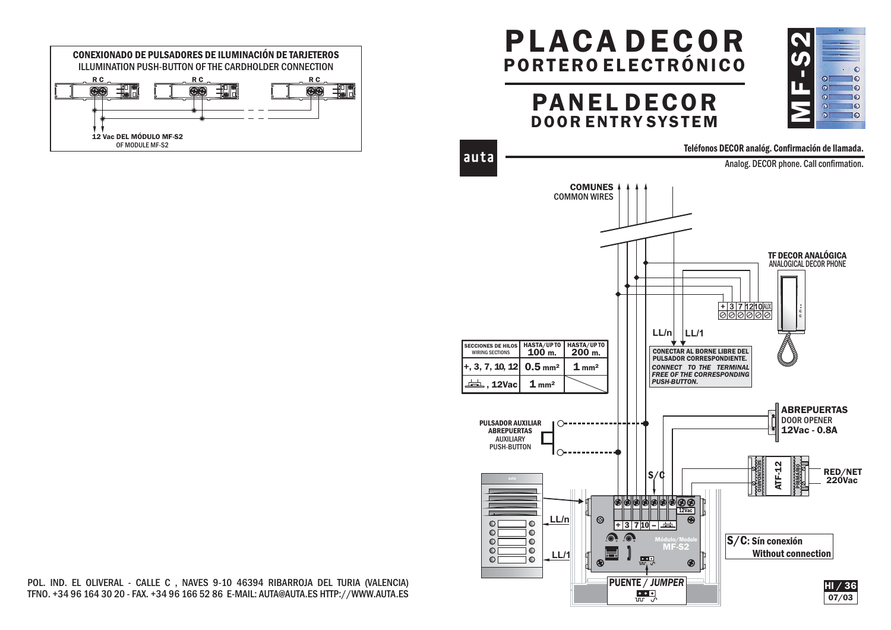# PLACA DECOR
## PORTERO ELECTRÓNICO

# PANEL DECOR
## DOOR ENTRY SYSTEM

MF-S2

auta

**Teléfonos DECOR analóg. Confirmación de llamada.**

Analog. DECOR phone. Call confirmation.

### CONEXIONADO DE PULSADORES DE ILUMINACIÓN DE TARJETEROS
ILLUMINATION PUSH-BUTTON OF THE CARDHOLDER CONNECTION

R C    R C    R C

**12 Vac DEL MÓDULO MF-S2**
OF MODULE MF-S2

**COMUNES**
COMMON WIRES

**TF DECOR ANALÓGICA**
ANALOGICAL DECOR PHONE

+ 3 7 12 10 AUX

LL/n    LL/1

**CONECTAR AL BORNE LIBRE DEL PULSADOR CORRESPONDIENTE.**
*CONNECT TO THE TERMINAL FREE OF THE CORRESPONDING PUSH-BUTTON.*

| SECCIONES DE HILOS WIRING SECTIONS | HASTA/UP TO 100 m. | HASTA/UP TO 200 m. |
| --- | --- | --- |
| +, 3, 7, 10, 12 | 0.5 mm² | 1 mm² |
| ⏚, 12Vac | 1 mm² | |

**ABREPUERTAS**
DOOR OPENER
**12Vac - 0.8A**

**PULSADOR AUXILIAR ABREPUERTAS**
AUXILIARY PUSH-BUTTON

S/C

ATF-12 — SECUNDARIO — PRIMARIO

**RED/NET 220Vac**

12Vac

+ 3 7 10 – ⏚

Módulo/Module **MF-S2**

LL/n    LL/1

**PUENTE / *JUMPER***

**S/C: Sín conexión**
**Without connection**

HI / 36
07/03

POL. IND. EL OLIVERAL - CALLE C , NAVES 9-10 46394 RIBARROJA DEL TURIA (VALENCIA)
TFNO. +34 96 164 30 20 - FAX. +34 96 166 52 86 E-MAIL: AUTA@AUTA.ES HTTP://WWW.AUTA.ES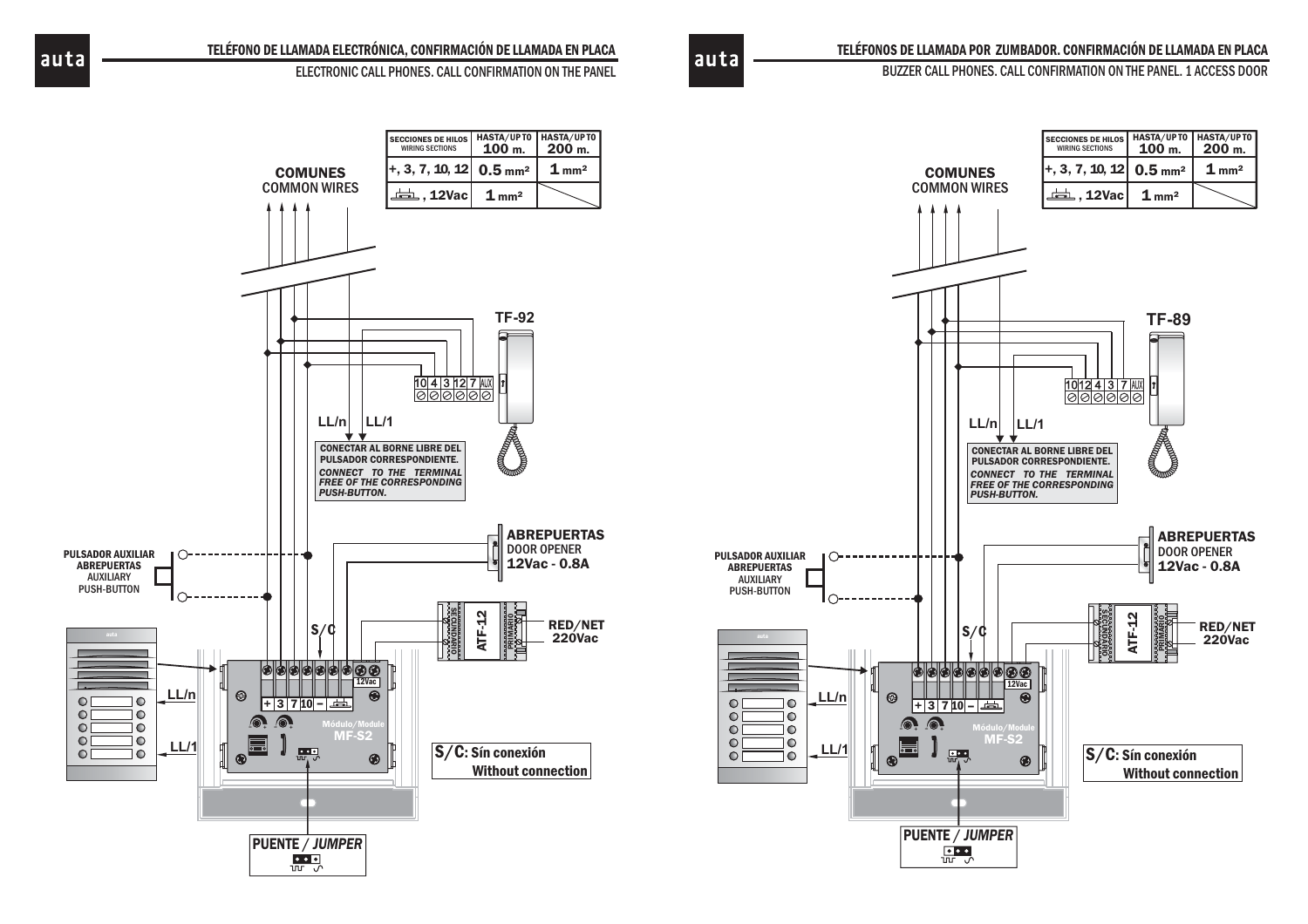## TELÉFONO DE LLAMADA ELECTRÓNICA, CONFIRMACIÓN DE LLAMADA EN PLACA

ELECTRONIC CALL PHONES. CALL CONFIRMATION ON THE PANEL

| SECCIONES DE HILOS / WIRING SECTIONS | HASTA/UP TO 100 m. | HASTA/UP TO 200 m. |
|---|---|---|
| +, 3, 7, 10, 12 | 0.5 mm² | 1 mm² |
| ⏚, 12Vac | 1 mm² | |

**COMUNES**
COMMON WIRES

TF-92

10 4 3 12 7 AUX

LL/n LL/1

**CONECTAR AL BORNE LIBRE DEL PULSADOR CORRESPONDIENTE.**
***CONNECT TO THE TERMINAL FREE OF THE CORRESPONDING PUSH-BUTTON.***

**ABREPUERTAS**
DOOR OPENER
**12Vac - 0.8A**

**PULSADOR AUXILIAR ABREPUERTAS**
AUXILIARY PUSH-BUTTON

S/C

ATF-12
SECUNDARIO
PRIMARIO

**RED/NET 220Vac**

+ 3 7 10 – ⏚ 12Vac

Módulo/Module
MF-S2

LL/n
LL/1

**S/C: Sín conexión**
**Without connection**

**PUENTE / *JUMPER***

## TELÉFONOS DE LLAMADA POR ZUMBADOR. CONFIRMACIÓN DE LLAMADA EN PLACA

BUZZER CALL PHONES. CALL CONFIRMATION ON THE PANEL. 1 ACCESS DOOR

| SECCIONES DE HILOS / WIRING SECTIONS | HASTA/UP TO 100 m. | HASTA/UP TO 200 m. |
|---|---|---|
| +, 3, 7, 10, 12 | 0.5 mm² | 1 mm² |
| ⏚, 12Vac | 1 mm² | |

**COMUNES**
COMMON WIRES

TF-89

10 12 4 3 7 AUX

LL/n LL/1

**CONECTAR AL BORNE LIBRE DEL PULSADOR CORRESPONDIENTE.**
***CONNECT TO THE TERMINAL FREE OF THE CORRESPONDING PUSH-BUTTON.***

**ABREPUERTAS**
DOOR OPENER
**12Vac - 0.8A**

**PULSADOR AUXILIAR ABREPUERTAS**
AUXILIARY PUSH-BUTTON

S/C

ATF-12
SECUNDARIO
PRIMARIO

**RED/NET 220Vac**

+ 3 7 10 – ⏚ 12Vac

Módulo/Module
MF-S2

LL/n
LL/1

**S/C: Sín conexión**
**Without connection**

**PUENTE / *JUMPER***